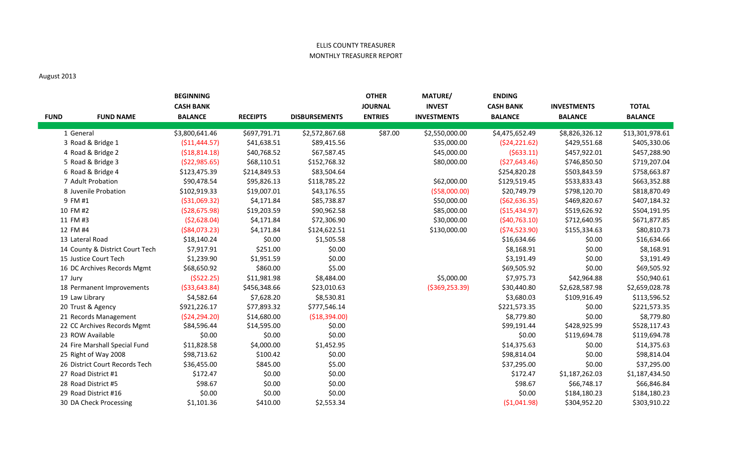ELLIS COUNTY TREASURER

MONTHLY TREASURER REPORT

August 2013

| FUND | FUND NAME | BEGINNING CASH BANK BALANCE | RECEIPTS | DISBURSEMENTS | OTHER JOURNAL ENTRIES | MATURE/ INVEST INVESTMENTS | ENDING CASH BANK BALANCE | INVESTMENTS BALANCE | TOTAL BALANCE |
|---|---|---|---|---|---|---|---|---|---|
| 1 | General | $3,800,641.46 | $697,791.71 | $2,572,867.68 | $87.00 | $2,550,000.00 | $4,475,652.49 | $8,826,326.12 | $13,301,978.61 |
| 3 | Road & Bridge 1 | ($11,444.57) | $41,638.51 | $89,415.56 | | $35,000.00 | ($24,221.62) | $429,551.68 | $405,330.06 |
| 4 | Road & Bridge 2 | ($18,814.18) | $40,768.52 | $67,587.45 | | $45,000.00 | ($633.11) | $457,922.01 | $457,288.90 |
| 5 | Road & Bridge 3 | ($22,985.65) | $68,110.51 | $152,768.32 | | $80,000.00 | ($27,643.46) | $746,850.50 | $719,207.04 |
| 6 | Road & Bridge 4 | $123,475.39 | $214,849.53 | $83,504.64 | | | $254,820.28 | $503,843.59 | $758,663.87 |
| 7 | Adult Probation | $90,478.54 | $95,826.13 | $118,785.22 | | $62,000.00 | $129,519.45 | $533,833.43 | $663,352.88 |
| 8 | Juvenile Probation | $102,919.33 | $19,007.01 | $43,176.55 | | ($58,000.00) | $20,749.79 | $798,120.70 | $818,870.49 |
| 9 | FM #1 | ($31,069.32) | $4,171.84 | $85,738.87 | | $50,000.00 | ($62,636.35) | $469,820.67 | $407,184.32 |
| 10 | FM #2 | ($28,675.98) | $19,203.59 | $90,962.58 | | $85,000.00 | ($15,434.97) | $519,626.92 | $504,191.95 |
| 11 | FM #3 | ($2,628.04) | $4,171.84 | $72,306.90 | | $30,000.00 | ($40,763.10) | $712,640.95 | $671,877.85 |
| 12 | FM #4 | ($84,073.23) | $4,171.84 | $124,622.51 | | $130,000.00 | ($74,523.90) | $155,334.63 | $80,810.73 |
| 13 | Lateral Road | $18,140.24 | $0.00 | $1,505.58 | | | $16,634.66 | $0.00 | $16,634.66 |
| 14 | County & District Court Tech | $7,917.91 | $251.00 | $0.00 | | | $8,168.91 | $0.00 | $8,168.91 |
| 15 | Justice Court Tech | $1,239.90 | $1,951.59 | $0.00 | | | $3,191.49 | $0.00 | $3,191.49 |
| 16 | DC Archives Records Mgmt | $68,650.92 | $860.00 | $5.00 | | | $69,505.92 | $0.00 | $69,505.92 |
| 17 | Jury | ($522.25) | $11,981.98 | $8,484.00 | | $5,000.00 | $7,975.73 | $42,964.88 | $50,940.61 |
| 18 | Permanent Improvements | ($33,643.84) | $456,348.66 | $23,010.63 | | ($369,253.39) | $30,440.80 | $2,628,587.98 | $2,659,028.78 |
| 19 | Law Library | $4,582.64 | $7,628.20 | $8,530.81 | | | $3,680.03 | $109,916.49 | $113,596.52 |
| 20 | Trust & Agency | $921,226.17 | $77,893.32 | $777,546.14 | | | $221,573.35 | $0.00 | $221,573.35 |
| 21 | Records Management | ($24,294.20) | $14,680.00 | ($18,394.00) | | | $8,779.80 | $0.00 | $8,779.80 |
| 22 | CC Archives Records Mgmt | $84,596.44 | $14,595.00 | $0.00 | | | $99,191.44 | $428,925.99 | $528,117.43 |
| 23 | ROW Available | $0.00 | $0.00 | $0.00 | | | $0.00 | $119,694.78 | $119,694.78 |
| 24 | Fire Marshall Special Fund | $11,828.58 | $4,000.00 | $1,452.95 | | | $14,375.63 | $0.00 | $14,375.63 |
| 25 | Right of Way 2008 | $98,713.62 | $100.42 | $0.00 | | | $98,814.04 | $0.00 | $98,814.04 |
| 26 | District Court Records Tech | $36,455.00 | $845.00 | $5.00 | | | $37,295.00 | $0.00 | $37,295.00 |
| 27 | Road District #1 | $172.47 | $0.00 | $0.00 | | | $172.47 | $1,187,262.03 | $1,187,434.50 |
| 28 | Road District #5 | $98.67 | $0.00 | $0.00 | | | $98.67 | $66,748.17 | $66,846.84 |
| 29 | Road District #16 | $0.00 | $0.00 | $0.00 | | | $0.00 | $184,180.23 | $184,180.23 |
| 30 | DA Check Processing | $1,101.36 | $410.00 | $2,553.34 | | | ($1,041.98) | $304,952.20 | $303,910.22 |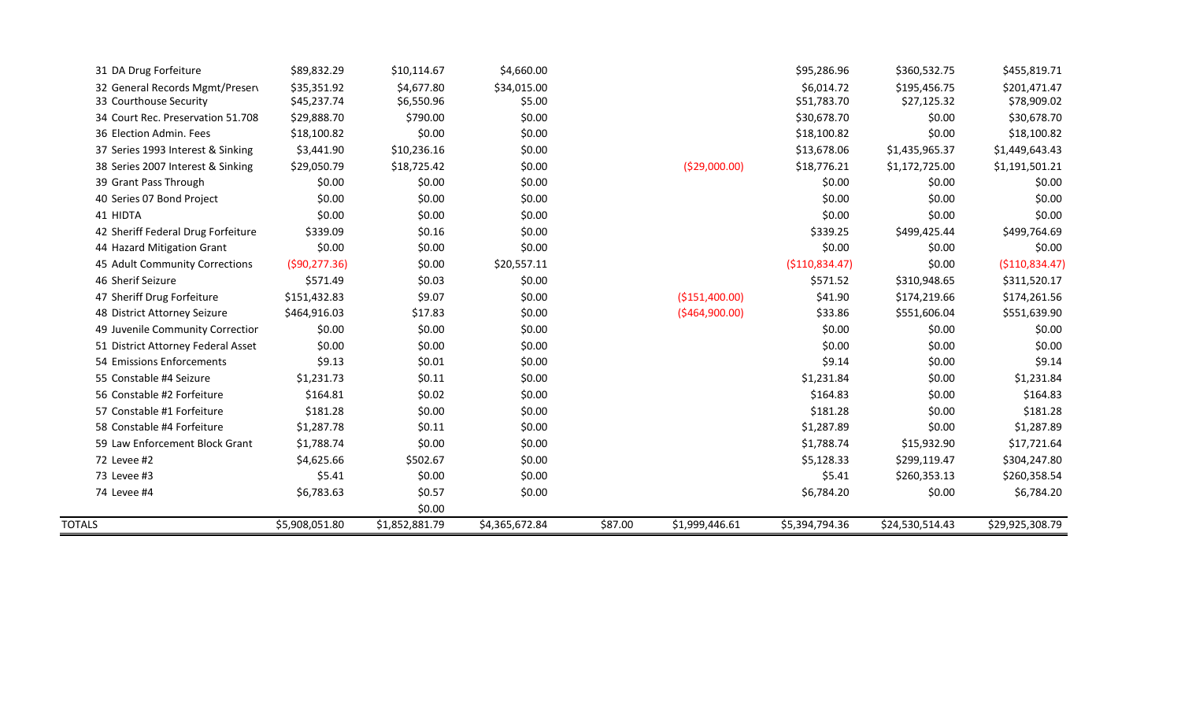| | | | | | | | | |
|---|---|---|---|---|---|---|---|---|
| 31 DA Drug Forfeiture | $89,832.29 | $10,114.67 | $4,660.00 | | | $95,286.96 | $360,532.75 | $455,819.71 |
| 32 General Records Mgmt/Preserv | $35,351.92 | $4,677.80 | $34,015.00 | | | $6,014.72 | $195,456.75 | $201,471.47 |
| 33 Courthouse Security | $45,237.74 | $6,550.96 | $5.00 | | | $51,783.70 | $27,125.32 | $78,909.02 |
| 34 Court Rec. Preservation 51.708 | $29,888.70 | $790.00 | $0.00 | | | $30,678.70 | $0.00 | $30,678.70 |
| 36 Election Admin. Fees | $18,100.82 | $0.00 | $0.00 | | | $18,100.82 | $0.00 | $18,100.82 |
| 37 Series 1993 Interest & Sinking | $3,441.90 | $10,236.16 | $0.00 | | | $13,678.06 | $1,435,965.37 | $1,449,643.43 |
| 38 Series 2007 Interest & Sinking | $29,050.79 | $18,725.42 | $0.00 | | ($29,000.00) | $18,776.21 | $1,172,725.00 | $1,191,501.21 |
| 39 Grant Pass Through | $0.00 | $0.00 | $0.00 | | | $0.00 | $0.00 | $0.00 |
| 40 Series 07 Bond Project | $0.00 | $0.00 | $0.00 | | | $0.00 | $0.00 | $0.00 |
| 41 HIDTA | $0.00 | $0.00 | $0.00 | | | $0.00 | $0.00 | $0.00 |
| 42 Sheriff Federal Drug Forfeiture | $339.09 | $0.16 | $0.00 | | | $339.25 | $499,425.44 | $499,764.69 |
| 44 Hazard Mitigation Grant | $0.00 | $0.00 | $0.00 | | | $0.00 | $0.00 | $0.00 |
| 45 Adult Community Corrections | ($90,277.36) | $0.00 | $20,557.11 | | | ($110,834.47) | $0.00 | ($110,834.47) |
| 46 Sherif Seizure | $571.49 | $0.03 | $0.00 | | | $571.52 | $310,948.65 | $311,520.17 |
| 47 Sheriff Drug Forfeiture | $151,432.83 | $9.07 | $0.00 | | ($151,400.00) | $41.90 | $174,219.66 | $174,261.56 |
| 48 District Attorney Seizure | $464,916.03 | $17.83 | $0.00 | | ($464,900.00) | $33.86 | $551,606.04 | $551,639.90 |
| 49 Juvenile Community Correction | $0.00 | $0.00 | $0.00 | | | $0.00 | $0.00 | $0.00 |
| 51 District Attorney Federal Asset | $0.00 | $0.00 | $0.00 | | | $0.00 | $0.00 | $0.00 |
| 54 Emissions Enforcements | $9.13 | $0.01 | $0.00 | | | $9.14 | $0.00 | $9.14 |
| 55 Constable #4 Seizure | $1,231.73 | $0.11 | $0.00 | | | $1,231.84 | $0.00 | $1,231.84 |
| 56 Constable #2 Forfeiture | $164.81 | $0.02 | $0.00 | | | $164.83 | $0.00 | $164.83 |
| 57 Constable #1 Forfeiture | $181.28 | $0.00 | $0.00 | | | $181.28 | $0.00 | $181.28 |
| 58 Constable #4 Forfeiture | $1,287.78 | $0.11 | $0.00 | | | $1,287.89 | $0.00 | $1,287.89 |
| 59 Law Enforcement Block Grant | $1,788.74 | $0.00 | $0.00 | | | $1,788.74 | $15,932.90 | $17,721.64 |
| 72 Levee #2 | $4,625.66 | $502.67 | $0.00 | | | $5,128.33 | $299,119.47 | $304,247.80 |
| 73 Levee #3 | $5.41 | $0.00 | $0.00 | | | $5.41 | $260,353.13 | $260,358.54 |
| 74 Levee #4 | $6,783.63 | $0.57 | $0.00 | | | $6,784.20 | $0.00 | $6,784.20 |
| | | | $0.00 | | | | | |
| TOTALS | $5,908,051.80 | $1,852,881.79 | $4,365,672.84 | $87.00 | $1,999,446.61 | $5,394,794.36 | $24,530,514.43 | $29,925,308.79 |